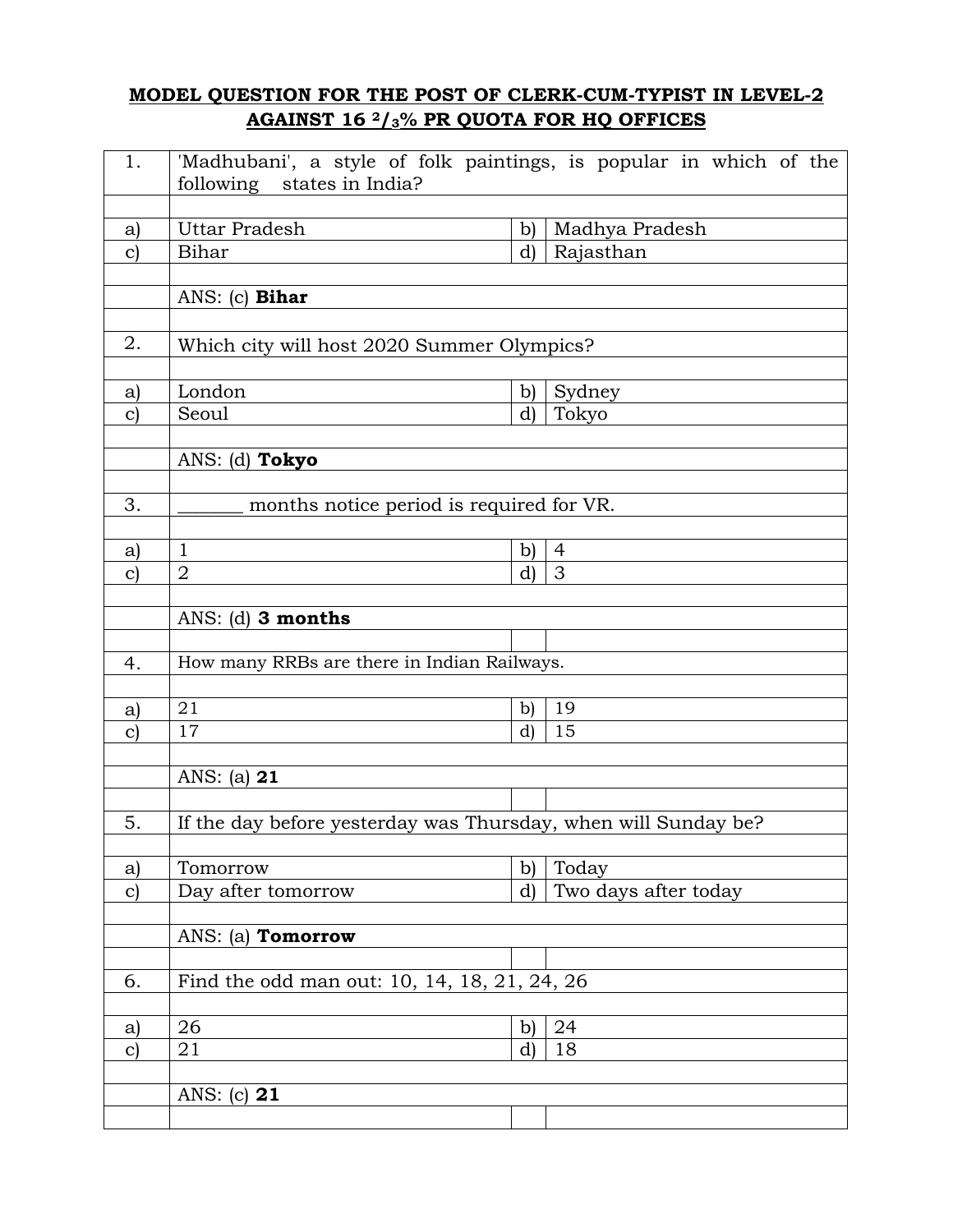## MODEL QUESTION FOR THE POST OF CLERK-CUM-TYPIST IN LEVEL-2 AGAINST 16 $^{2}/_{3}$% PR QUOTA FOR HQ OFFICES

| | | | |
|---|---|---|---|
| 1. | 'Madhubani', a style of folk paintings, is popular in which of the following states in India? | | |
| | | | |
| a) | Uttar Pradesh | b) | Madhya Pradesh |
| c) | Bihar | d) | Rajasthan |
| | | | |
| | ANS: (c) **Bihar** | | |
| | | | |
| 2. | Which city will host 2020 Summer Olympics? | | |
| | | | |
| a) | London | b) | Sydney |
| c) | Seoul | d) | Tokyo |
| | | | |
| | ANS: (d) **Tokyo** | | |
| | | | |
| 3. | _______ months notice period is required for VR. | | |
| | | | |
| a) | 1 | b) | 4 |
| c) | 2 | d) | 3 |
| | | | |
| | ANS: (d) **3 months** | | |
| | | | |
| 4. | How many RRBs are there in Indian Railways. | | |
| | | | |
| a) | 21 | b) | 19 |
| c) | 17 | d) | 15 |
| | | | |
| | ANS: (a) **21** | | |
| | | | |
| 5. | If the day before yesterday was Thursday, when will Sunday be? | | |
| | | | |
| a) | Tomorrow | b) | Today |
| c) | Day after tomorrow | d) | Two days after today |
| | | | |
| | ANS: (a) **Tomorrow** | | |
| | | | |
| 6. | Find the odd man out: 10, 14, 18, 21, 24, 26 | | |
| | | | |
| a) | 26 | b) | 24 |
| c) | 21 | d) | 18 |
| | | | |
| | ANS: (c) **21** | | |
| | | | |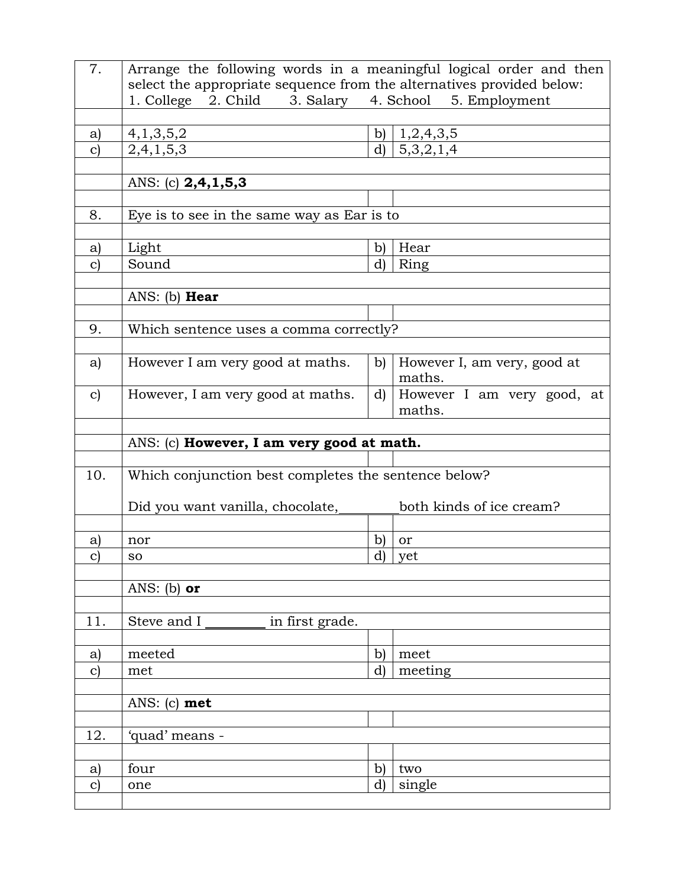| | | | |
|---|---|---|---|
| 7. | Arrange the following words in a meaningful logical order and then select the appropriate sequence from the alternatives provided below:<br>1. College 2. Child 3. Salary 4. School 5. Employment | | |
| | | | |
| a) | 4,1,3,5,2 | b) | 1,2,4,3,5 |
| c) | 2,4,1,5,3 | d) | 5,3,2,1,4 |
| | | | |
| | ANS: (c) **2,4,1,5,3** | | |
| | | | |
| 8. | Eye is to see in the same way as Ear is to | | |
| | | | |
| a) | Light | b) | Hear |
| c) | Sound | d) | Ring |
| | | | |
| | ANS: (b) **Hear** | | |
| | | | |
| 9. | Which sentence uses a comma correctly? | | |
| | | | |
| a) | However I am very good at maths. | b) | However I, am very, good at maths. |
| c) | However, I am very good at maths. | d) | However I am very good, at maths. |
| | | | |
| | ANS: (c) **However, I am very good at math.** | | |
| | | | |
| 10. | Which conjunction best completes the sentence below?<br><br>Did you want vanilla, chocolate,_________both kinds of ice cream? | | |
| | | | |
| a) | nor | b) | or |
| c) | so | d) | yet |
| | | | |
| | ANS: (b) **or** | | |
| | | | |
| 11. | Steve and I _________ in first grade. | | |
| | | | |
| a) | meeted | b) | meet |
| c) | met | d) | meeting |
| | | | |
| | ANS: (c) **met** | | |
| | | | |
| 12. | 'quad' means - | | |
| | | | |
| a) | four | b) | two |
| c) | one | d) | single |
| | | | |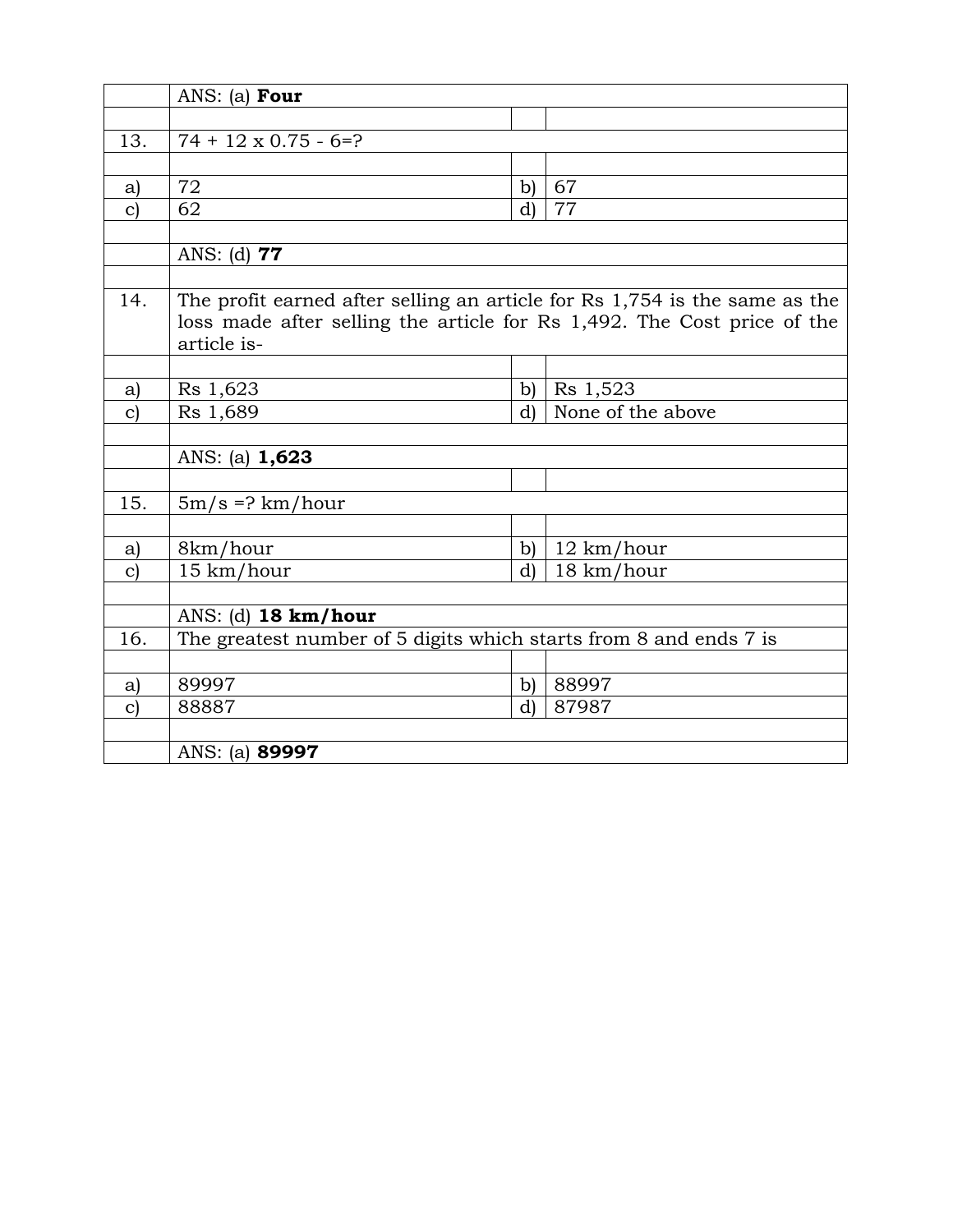| | | | |
|---|---|---|---|
| | ANS: (a) **Four** | | |
| | | | |
| 13. | 74 + 12 x 0.75 - 6=? | | |
| | | | |
| a) | 72 | b) | 67 |
| c) | 62 | d) | 77 |
| | | | |
| | ANS: (d) **77** | | |
| | | | |
| 14. | The profit earned after selling an article for Rs 1,754 is the same as the loss made after selling the article for Rs 1,492. The Cost price of the article is- | | |
| | | | |
| a) | Rs 1,623 | b) | Rs 1,523 |
| c) | Rs 1,689 | d) | None of the above |
| | | | |
| | ANS: (a) **1,623** | | |
| | | | |
| 15. | 5m/s =? km/hour | | |
| | | | |
| a) | 8km/hour | b) | 12 km/hour |
| c) | 15 km/hour | d) | 18 km/hour |
| | | | |
| | ANS: (d) **18 km/hour** | | |
| 16. | The greatest number of 5 digits which starts from 8 and ends 7 is | | |
| | | | |
| a) | 89997 | b) | 88997 |
| c) | 88887 | d) | 87987 |
| | | | |
| | ANS: (a) **89997** | | |